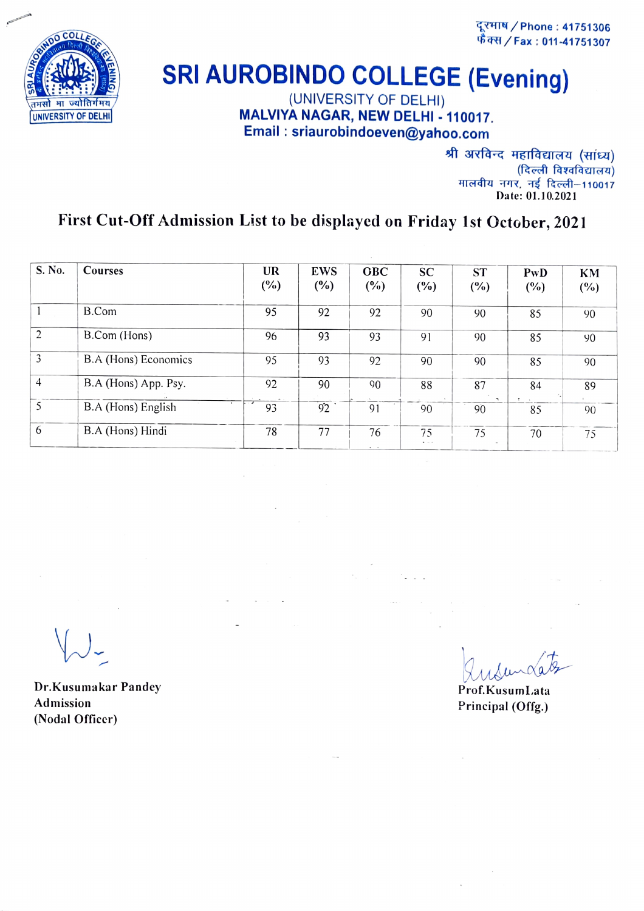दूरभाष / Phone : 41751306
फैक्स / Fax : 011-41751307

# SRI AUROBINDO COLLEGE (Evening)

(UNIVERSITY OF DELHI)
**MALVIYA NAGAR, NEW DELHI - 110017.**
**Email : sriaurobindoeven@yahoo.com**

श्री अरविन्द महाविद्यालय (सांध्य)
(दिल्ली विश्वविद्यालय)
मालवीय नगर, नई दिल्ली–110017

Date: 01.10.2021

## First Cut-Off Admission List to be displayed on Friday 1st October, 2021

| S. No. | Courses | UR (%) | EWS (%) | OBC (%) | SC (%) | ST (%) | PwD (%) | KM (%) |
|---|---|---|---|---|---|---|---|---|
| 1 | B.Com | 95 | 92 | 92 | 90 | 90 | 85 | 90 |
| 2 | B.Com (Hons) | 96 | 93 | 93 | 91 | 90 | 85 | 90 |
| 3 | B.A (Hons) Economics | 95 | 93 | 92 | 90 | 90 | 85 | 90 |
| 4 | B.A (Hons) App. Psy. | 92 | 90 | 90 | 88 | 87 | 84 | 89 |
| 5 | B.A (Hons) English | 93 | 92 | 91 | 90 | 90 | 85 | 90 |
| 6 | B.A (Hons) Hindi | 78 | 77 | 76 | 75 | 75 | 70 | 75 |

Dr.Kusumakar Pandey
Admission
(Nodal Officer)

Prof.KusumLata
Principal (Offg.)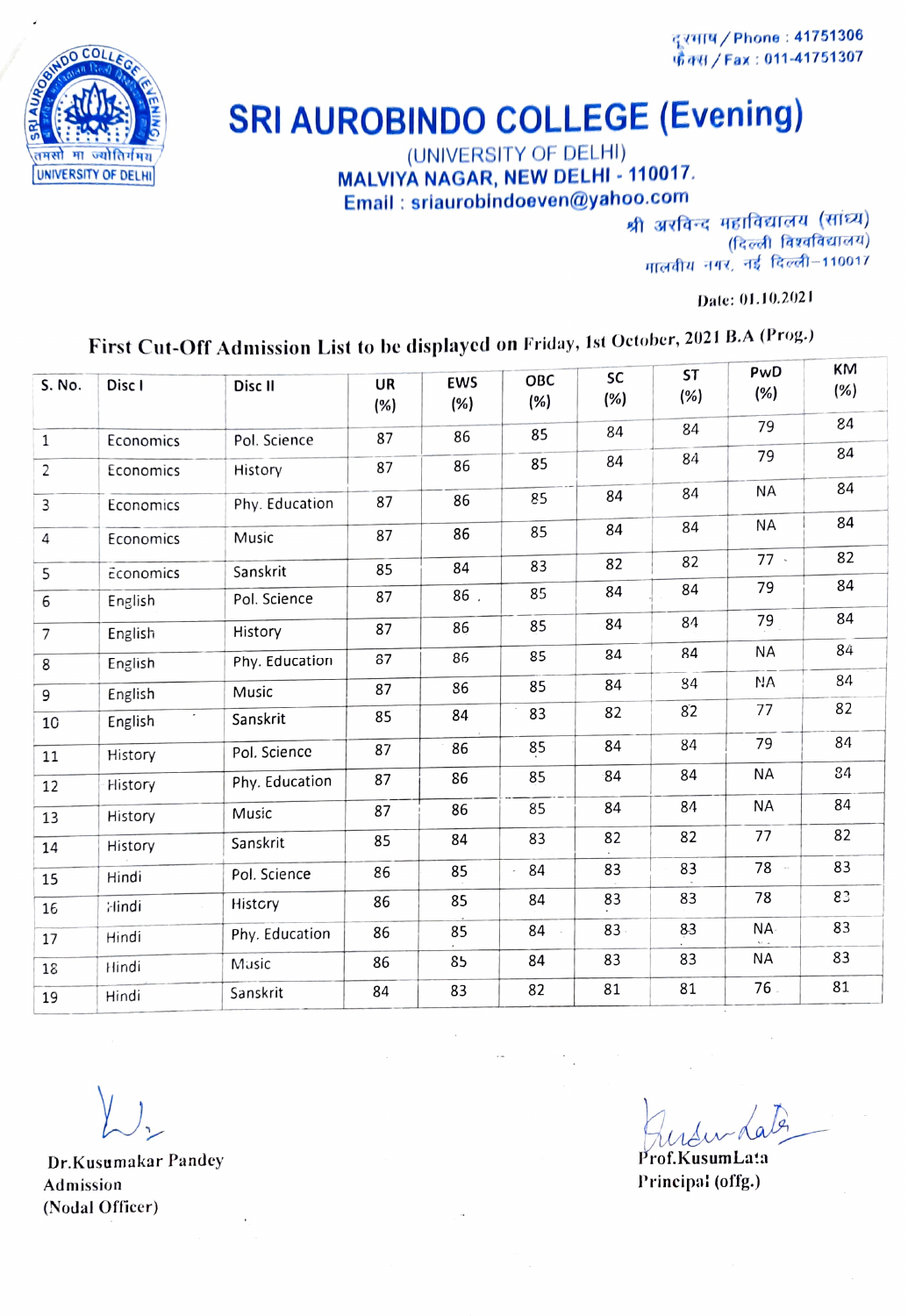दूरभाष / Phone : 41751306
फैक्स / Fax : 011-41751307

# SRI AUROBINDO COLLEGE (Evening)

(UNIVERSITY OF DELHI)
MALVIYA NAGAR, NEW DELHI - 110017.
Email : sriaurobindoeven@yahoo.com

श्री अरविन्द महाविद्यालय (सांध्य)
(दिल्ली विश्वविद्यालय)
मालवीय नगर, नई दिल्ली–110017

Date: 01.10.2021

## First Cut-Off Admission List to be displayed on Friday, 1st October, 2021 B.A (Prog.)

| S. No. | Disc I | Disc II | UR (%) | EWS (%) | OBC (%) | SC (%) | ST (%) | PwD (%) | KM (%) |
|---|---|---|---|---|---|---|---|---|---|
| 1 | Economics | Pol. Science | 87 | 86 | 85 | 84 | 84 | 79 | 84 |
| 2 | Economics | History | 87 | 86 | 85 | 84 | 84 | 79 | 84 |
| 3 | Economics | Phy. Education | 87 | 86 | 85 | 84 | 84 | NA | 84 |
| 4 | Economics | Music | 87 | 86 | 85 | 84 | 84 | NA | 84 |
| 5 | Economics | Sanskrit | 85 | 84 | 83 | 82 | 82 | 77 | 82 |
| 6 | English | Pol. Science | 87 | 86 | 85 | 84 | 84 | 79 | 84 |
| 7 | English | History | 87 | 86 | 85 | 84 | 84 | 79 | 84 |
| 8 | English | Phy. Education | 87 | 86 | 85 | 84 | 84 | NA | 84 |
| 9 | English | Music | 87 | 86 | 85 | 84 | 84 | NA | 84 |
| 10 | English | Sanskrit | 85 | 84 | 83 | 82 | 82 | 77 | 82 |
| 11 | History | Pol. Science | 87 | 86 | 85 | 84 | 84 | 79 | 84 |
| 12 | History | Phy. Education | 87 | 86 | 85 | 84 | 84 | NA | 84 |
| 13 | History | Music | 87 | 86 | 85 | 84 | 84 | NA | 84 |
| 14 | History | Sanskrit | 85 | 84 | 83 | 82 | 82 | 77 | 82 |
| 15 | Hindi | Pol. Science | 86 | 85 | 84 | 83 | 83 | 78 | 83 |
| 16 | Hindi | History | 86 | 85 | 84 | 83 | 83 | 78 | 83 |
| 17 | Hindi | Phy. Education | 86 | 85 | 84 | 83 | 83 | NA | 83 |
| 18 | Hindi | Music | 86 | 85 | 84 | 83 | 83 | NA | 83 |
| 19 | Hindi | Sanskrit | 84 | 83 | 82 | 81 | 81 | 76 | 81 |

Dr.Kusumakar Pandey
Admission
(Nodal Officer)

Prof.KusumLata
Principal (offg.)